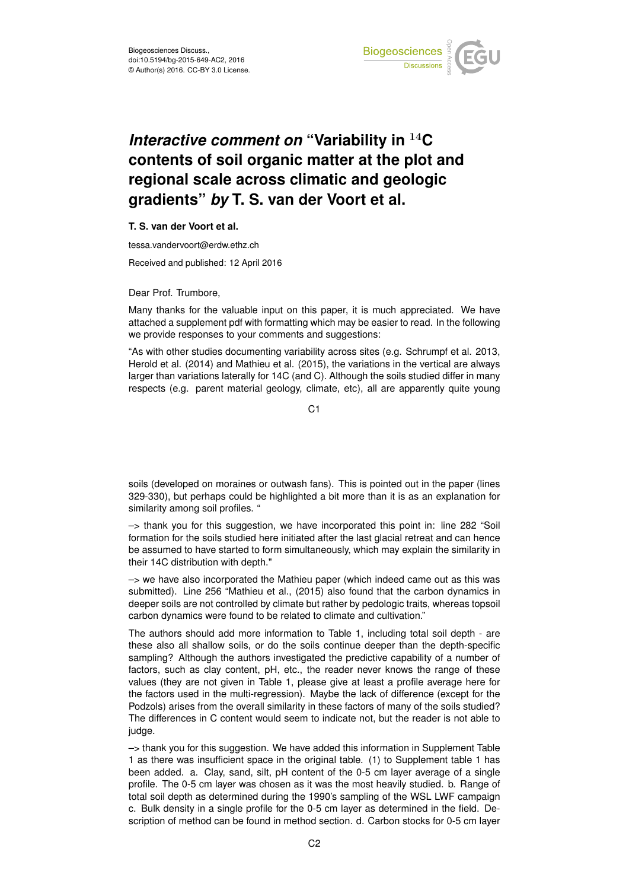Biogeosciences Discuss.,
doi:10.5194/bg-2015-649-AC2, 2016
© Author(s) 2016. CC-BY 3.0 License.

# *Interactive comment on* "Variability in $^{14}$C contents of soil organic matter at the plot and regional scale across climatic and geologic gradients" *by* T. S. van der Voort et al.

**T. S. van der Voort et al.**

tessa.vandervoort@erdw.ethz.ch

Received and published: 12 April 2016

Dear Prof. Trumbore,

Many thanks for the valuable input on this paper, it is much appreciated. We have attached a supplement pdf with formatting which may be easier to read. In the following we provide responses to your comments and suggestions:

"As with other studies documenting variability across sites (e.g. Schrumpf et al. 2013, Herold et al. (2014) and Mathieu et al. (2015), the variations in the vertical are always larger than variations laterally for 14C (and C). Although the soils studied differ in many respects (e.g. parent material geology, climate, etc), all are apparently quite young soils (developed on moraines or outwash fans). This is pointed out in the paper (lines 329-330), but perhaps could be highlighted a bit more than it is as an explanation for similarity among soil profiles. "

–> thank you for this suggestion, we have incorporated this point in: line 282 "Soil formation for the soils studied here initiated after the last glacial retreat and can hence be assumed to have started to form simultaneously, which may explain the similarity in their 14C distribution with depth."

–> we have also incorporated the Mathieu paper (which indeed came out as this was submitted). Line 256 "Mathieu et al., (2015) also found that the carbon dynamics in deeper soils are not controlled by climate but rather by pedologic traits, whereas topsoil carbon dynamics were found to be related to climate and cultivation."

The authors should add more information to Table 1, including total soil depth - are these also all shallow soils, or do the soils continue deeper than the depth-specific sampling? Although the authors investigated the predictive capability of a number of factors, such as clay content, pH, etc., the reader never knows the range of these values (they are not given in Table 1, please give at least a profile average here for the factors used in the multi-regression). Maybe the lack of difference (except for the Podzols) arises from the overall similarity in these factors of many of the soils studied? The differences in C content would seem to indicate not, but the reader is not able to judge.

–> thank you for this suggestion. We have added this information in Supplement Table 1 as there was insufficient space in the original table. (1) to Supplement table 1 has been added. a. Clay, sand, silt, pH content of the 0-5 cm layer average of a single profile. The 0-5 cm layer was chosen as it was the most heavily studied. b. Range of total soil depth as determined during the 1990's sampling of the WSL LWF campaign c. Bulk density in a single profile for the 0-5 cm layer as determined in the field. Description of method can be found in method section. d. Carbon stocks for 0-5 cm layer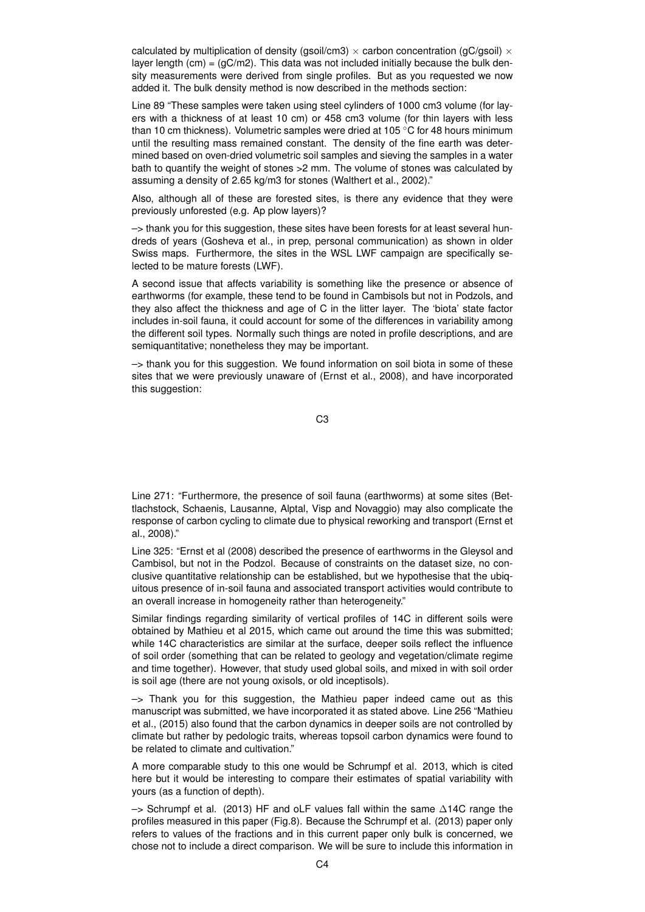calculated by multiplication of density (gsoil/cm3) × carbon concentration (gC/gsoil) × layer length (cm) = (gC/m2). This data was not included initially because the bulk density measurements were derived from single profiles. But as you requested we now added it. The bulk density method is now described in the methods section:

Line 89 "These samples were taken using steel cylinders of 1000 cm3 volume (for layers with a thickness of at least 10 cm) or 458 cm3 volume (for thin layers with less than 10 cm thickness). Volumetric samples were dried at 105 °C for 48 hours minimum until the resulting mass remained constant. The density of the fine earth was determined based on oven-dried volumetric soil samples and sieving the samples in a water bath to quantify the weight of stones >2 mm. The volume of stones was calculated by assuming a density of 2.65 kg/m3 for stones (Walthert et al., 2002)."

Also, although all of these are forested sites, is there any evidence that they were previously unforested (e.g. Ap plow layers)?

–> thank you for this suggestion, these sites have been forests for at least several hundreds of years (Gosheva et al., in prep, personal communication) as shown in older Swiss maps. Furthermore, the sites in the WSL LWF campaign are specifically selected to be mature forests (LWF).

A second issue that affects variability is something like the presence or absence of earthworms (for example, these tend to be found in Cambisols but not in Podzols, and they also affect the thickness and age of C in the litter layer. The 'biota' state factor includes in-soil fauna, it could account for some of the differences in variability among the different soil types. Normally such things are noted in profile descriptions, and are semiquantitative; nonetheless they may be important.

–> thank you for this suggestion. We found information on soil biota in some of these sites that we were previously unaware of (Ernst et al., 2008), and have incorporated this suggestion:

Line 271: "Furthermore, the presence of soil fauna (earthworms) at some sites (Bettlachstock, Schaenis, Lausanne, Alptal, Visp and Novaggio) may also complicate the response of carbon cycling to climate due to physical reworking and transport (Ernst et al., 2008)."

Line 325: "Ernst et al (2008) described the presence of earthworms in the Gleysol and Cambisol, but not in the Podzol. Because of constraints on the dataset size, no conclusive quantitative relationship can be established, but we hypothesise that the ubiquitous presence of in-soil fauna and associated transport activities would contribute to an overall increase in homogeneity rather than heterogeneity."

Similar findings regarding similarity of vertical profiles of 14C in different soils were obtained by Mathieu et al 2015, which came out around the time this was submitted; while 14C characteristics are similar at the surface, deeper soils reflect the influence of soil order (something that can be related to geology and vegetation/climate regime and time together). However, that study used global soils, and mixed in with soil order is soil age (there are not young oxisols, or old inceptisols).

–> Thank you for this suggestion, the Mathieu paper indeed came out as this manuscript was submitted, we have incorporated it as stated above. Line 256 "Mathieu et al., (2015) also found that the carbon dynamics in deeper soils are not controlled by climate but rather by pedologic traits, whereas topsoil carbon dynamics were found to be related to climate and cultivation."

A more comparable study to this one would be Schrumpf et al. 2013, which is cited here but it would be interesting to compare their estimates of spatial variability with yours (as a function of depth).

–> Schrumpf et al. (2013) HF and oLF values fall within the same $\Delta$14C range the profiles measured in this paper (Fig.8). Because the Schrumpf et al. (2013) paper only refers to values of the fractions and in this current paper only bulk is concerned, we chose not to include a direct comparison. We will be sure to include this information in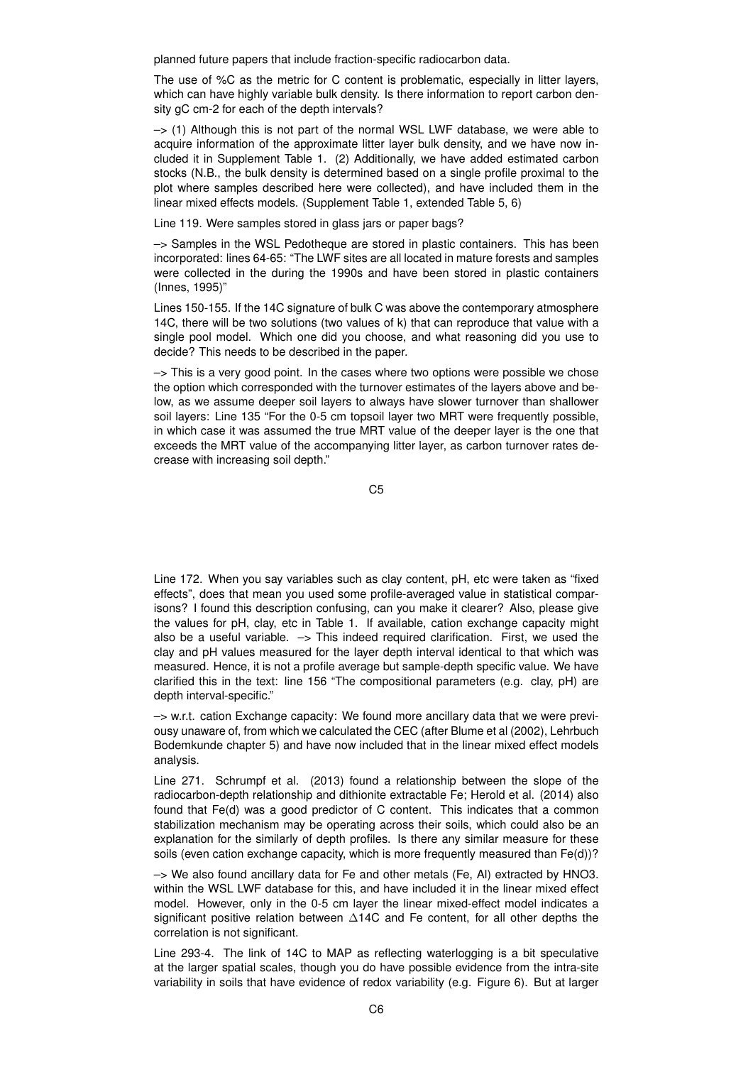planned future papers that include fraction-specific radiocarbon data.

The use of %C as the metric for C content is problematic, especially in litter layers, which can have highly variable bulk density. Is there information to report carbon density gC cm-2 for each of the depth intervals?

–> (1) Although this is not part of the normal WSL LWF database, we were able to acquire information of the approximate litter layer bulk density, and we have now included it in Supplement Table 1. (2) Additionally, we have added estimated carbon stocks (N.B., the bulk density is determined based on a single profile proximal to the plot where samples described here were collected), and have included them in the linear mixed effects models. (Supplement Table 1, extended Table 5, 6)

Line 119. Were samples stored in glass jars or paper bags?

–> Samples in the WSL Pedotheque are stored in plastic containers. This has been incorporated: lines 64-65: "The LWF sites are all located in mature forests and samples were collected in the during the 1990s and have been stored in plastic containers (Innes, 1995)"

Lines 150-155. If the 14C signature of bulk C was above the contemporary atmosphere 14C, there will be two solutions (two values of k) that can reproduce that value with a single pool model. Which one did you choose, and what reasoning did you use to decide? This needs to be described in the paper.

–> This is a very good point. In the cases where two options were possible we chose the option which corresponded with the turnover estimates of the layers above and below, as we assume deeper soil layers to always have slower turnover than shallower soil layers: Line 135 "For the 0-5 cm topsoil layer two MRT were frequently possible, in which case it was assumed the true MRT value of the deeper layer is the one that exceeds the MRT value of the accompanying litter layer, as carbon turnover rates decrease with increasing soil depth."

Line 172. When you say variables such as clay content, pH, etc were taken as "fixed effects", does that mean you used some profile-averaged value in statistical comparisons? I found this description confusing, can you make it clearer? Also, please give the values for pH, clay, etc in Table 1. If available, cation exchange capacity might also be a useful variable. –> This indeed required clarification. First, we used the clay and pH values measured for the layer depth interval identical to that which was measured. Hence, it is not a profile average but sample-depth specific value. We have clarified this in the text: line 156 "The compositional parameters (e.g. clay, pH) are depth interval-specific."

–> w.r.t. cation Exchange capacity: We found more ancillary data that we were previousy unaware of, from which we calculated the CEC (after Blume et al (2002), Lehrbuch Bodemkunde chapter 5) and have now included that in the linear mixed effect models analysis.

Line 271. Schrumpf et al. (2013) found a relationship between the slope of the radiocarbon-depth relationship and dithionite extractable Fe; Herold et al. (2014) also found that Fe(d) was a good predictor of C content. This indicates that a common stabilization mechanism may be operating across their soils, which could also be an explanation for the similarly of depth profiles. Is there any similar measure for these soils (even cation exchange capacity, which is more frequently measured than Fe(d))?

–> We also found ancillary data for Fe and other metals (Fe, Al) extracted by $HNO_3$. within the WSL LWF database for this, and have included it in the linear mixed effect model. However, only in the 0-5 cm layer the linear mixed-effect model indicates a significant positive relation between $\Delta$14C and Fe content, for all other depths the correlation is not significant.

Line 293-4. The link of 14C to MAP as reflecting waterlogging is a bit speculative at the larger spatial scales, though you do have possible evidence from the intra-site variability in soils that have evidence of redox variability (e.g. Figure 6). But at larger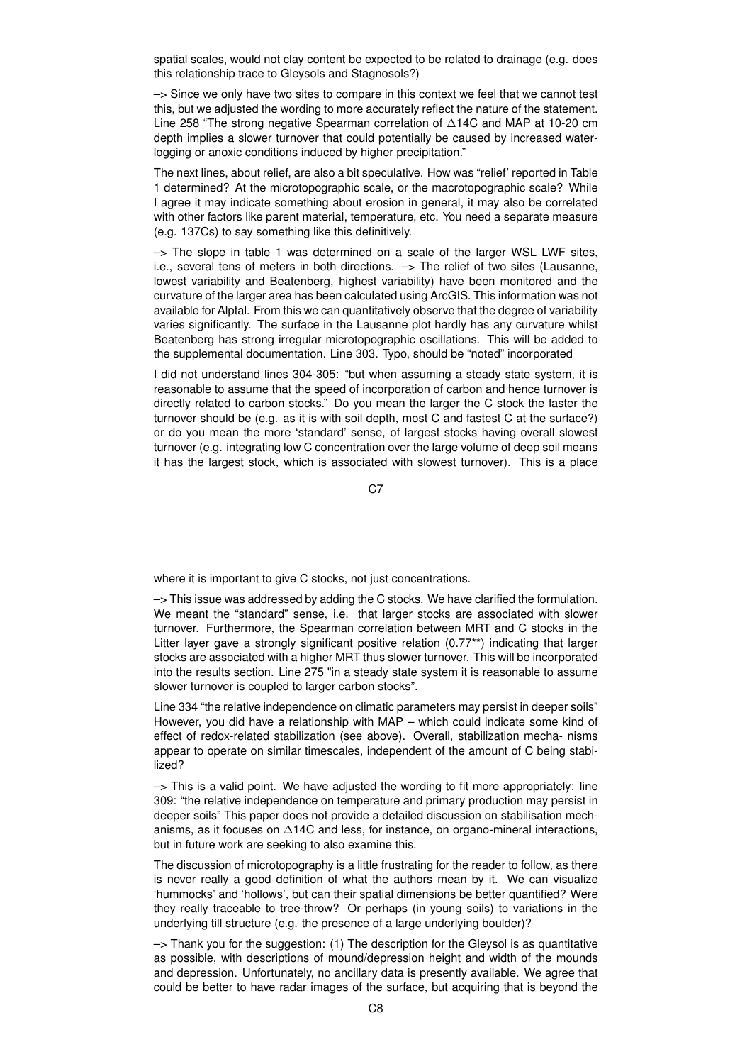spatial scales, would not clay content be expected to be related to drainage (e.g. does this relationship trace to Gleysols and Stagnosols?)

–> Since we only have two sites to compare in this context we feel that we cannot test this, but we adjusted the wording to more accurately reflect the nature of the statement. Line 258 "The strong negative Spearman correlation of $\Delta$14C and MAP at 10-20 cm depth implies a slower turnover that could potentially be caused by increased water-logging or anoxic conditions induced by higher precipitation."

The next lines, about relief, are also a bit speculative. How was "relief' reported in Table 1 determined? At the microtopographic scale, or the macrotopographic scale? While I agree it may indicate something about erosion in general, it may also be correlated with other factors like parent material, temperature, etc. You need a separate measure (e.g. 137Cs) to say something like this definitively.

–> The slope in table 1 was determined on a scale of the larger WSL LWF sites, i.e., several tens of meters in both directions. –> The relief of two sites (Lausanne, lowest variability and Beatenberg, highest variability) have been monitored and the curvature of the larger area has been calculated using ArcGIS. This information was not available for Alptal. From this we can quantitatively observe that the degree of variability varies significantly. The surface in the Lausanne plot hardly has any curvature whilst Beatenberg has strong irregular microtopographic oscillations. This will be added to the supplemental documentation. Line 303. Typo, should be "noted" incorporated

I did not understand lines 304-305: "but when assuming a steady state system, it is reasonable to assume that the speed of incorporation of carbon and hence turnover is directly related to carbon stocks." Do you mean the larger the C stock the faster the turnover should be (e.g. as it is with soil depth, most C and fastest C at the surface?) or do you mean the more 'standard' sense, of largest stocks having overall slowest turnover (e.g. integrating low C concentration over the large volume of deep soil means it has the largest stock, which is associated with slowest turnover). This is a place where it is important to give C stocks, not just concentrations.

–> This issue was addressed by adding the C stocks. We have clarified the formulation. We meant the "standard" sense, i.e. that larger stocks are associated with slower turnover. Furthermore, the Spearman correlation between MRT and C stocks in the Litter layer gave a strongly significant positive relation (0.77**) indicating that larger stocks are associated with a higher MRT thus slower turnover. This will be incorporated into the results section. Line 275 "in a steady state system it is reasonable to assume slower turnover is coupled to larger carbon stocks".

Line 334 "the relative independence on climatic parameters may persist in deeper soils" However, you did have a relationship with MAP – which could indicate some kind of effect of redox-related stabilization (see above). Overall, stabilization mecha- nisms appear to operate on similar timescales, independent of the amount of C being stabilized?

–> This is a valid point. We have adjusted the wording to fit more appropriately: line 309: "the relative independence on temperature and primary production may persist in deeper soils" This paper does not provide a detailed discussion on stabilisation mechanisms, as it focuses on $\Delta$14C and less, for instance, on organo-mineral interactions, but in future work are seeking to also examine this.

The discussion of microtopography is a little frustrating for the reader to follow, as there is never really a good definition of what the authors mean by it. We can visualize 'hummocks' and 'hollows', but can their spatial dimensions be better quantified? Were they really traceable to tree-throw? Or perhaps (in young soils) to variations in the underlying till structure (e.g. the presence of a large underlying boulder)?

–> Thank you for the suggestion: (1) The description for the Gleysol is as quantitative as possible, with descriptions of mound/depression height and width of the mounds and depression. Unfortunately, no ancillary data is presently available. We agree that could be better to have radar images of the surface, but acquiring that is beyond the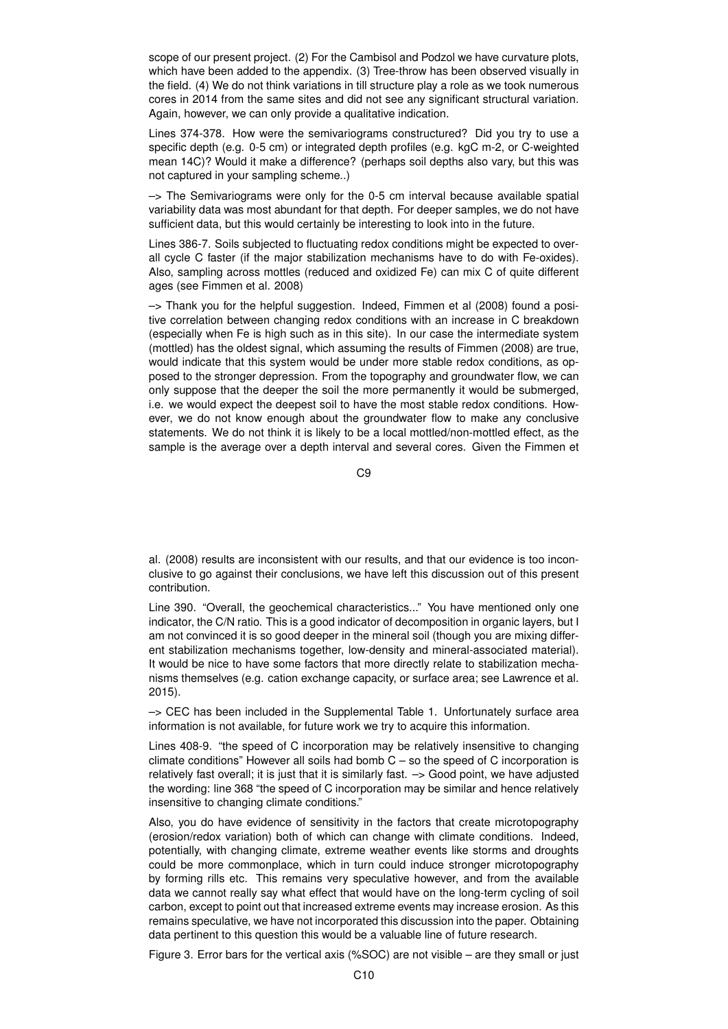scope of our present project. (2) For the Cambisol and Podzol we have curvature plots, which have been added to the appendix. (3) Tree-throw has been observed visually in the field. (4) We do not think variations in till structure play a role as we took numerous cores in 2014 from the same sites and did not see any significant structural variation. Again, however, we can only provide a qualitative indication.

Lines 374-378. How were the semivariograms constructed? Did you try to use a specific depth (e.g. 0-5 cm) or integrated depth profiles (e.g. kgC m-2, or C-weighted mean 14C)? Would it make a difference? (perhaps soil depths also vary, but this was not captured in your sampling scheme..)

–> The Semivariograms were only for the 0-5 cm interval because available spatial variability data was most abundant for that depth. For deeper samples, we do not have sufficient data, but this would certainly be interesting to look into in the future.

Lines 386-7. Soils subjected to fluctuating redox conditions might be expected to overall cycle C faster (if the major stabilization mechanisms have to do with Fe-oxides). Also, sampling across mottles (reduced and oxidized Fe) can mix C of quite different ages (see Fimmen et al. 2008)

–> Thank you for the helpful suggestion. Indeed, Fimmen et al (2008) found a positive correlation between changing redox conditions with an increase in C breakdown (especially when Fe is high such as in this site). In our case the intermediate system (mottled) has the oldest signal, which assuming the results of Fimmen (2008) are true, would indicate that this system would be under more stable redox conditions, as opposed to the stronger depression. From the topography and groundwater flow, we can only suppose that the deeper the soil the more permanently it would be submerged, i.e. we would expect the deepest soil to have the most stable redox conditions. However, we do not know enough about the groundwater flow to make any conclusive statements. We do not think it is likely to be a local mottled/non-mottled effect, as the sample is the average over a depth interval and several cores. Given the Fimmen et al. (2008) results are inconsistent with our results, and that our evidence is too inconclusive to go against their conclusions, we have left this discussion out of this present contribution.

Line 390. "Overall, the geochemical characteristics..." You have mentioned only one indicator, the C/N ratio. This is a good indicator of decomposition in organic layers, but I am not convinced it is so good deeper in the mineral soil (though you are mixing different stabilization mechanisms together, low-density and mineral-associated material). It would be nice to have some factors that more directly relate to stabilization mechanisms themselves (e.g. cation exchange capacity, or surface area; see Lawrence et al. 2015).

–> CEC has been included in the Supplemental Table 1. Unfortunately surface area information is not available, for future work we try to acquire this information.

Lines 408-9. "the speed of C incorporation may be relatively insensitive to changing climate conditions" However all soils had bomb C – so the speed of C incorporation is relatively fast overall; it is just that it is similarly fast. –> Good point, we have adjusted the wording: line 368 "the speed of C incorporation may be similar and hence relatively insensitive to changing climate conditions."

Also, you do have evidence of sensitivity in the factors that create microtopography (erosion/redox variation) both of which can change with climate conditions. Indeed, potentially, with changing climate, extreme weather events like storms and droughts could be more commonplace, which in turn could induce stronger microtopography by forming rills etc. This remains very speculative however, and from the available data we cannot really say what effect that would have on the long-term cycling of soil carbon, except to point out that increased extreme events may increase erosion. As this remains speculative, we have not incorporated this discussion into the paper. Obtaining data pertinent to this question this would be a valuable line of future research.

Figure 3. Error bars for the vertical axis (%SOC) are not visible – are they small or just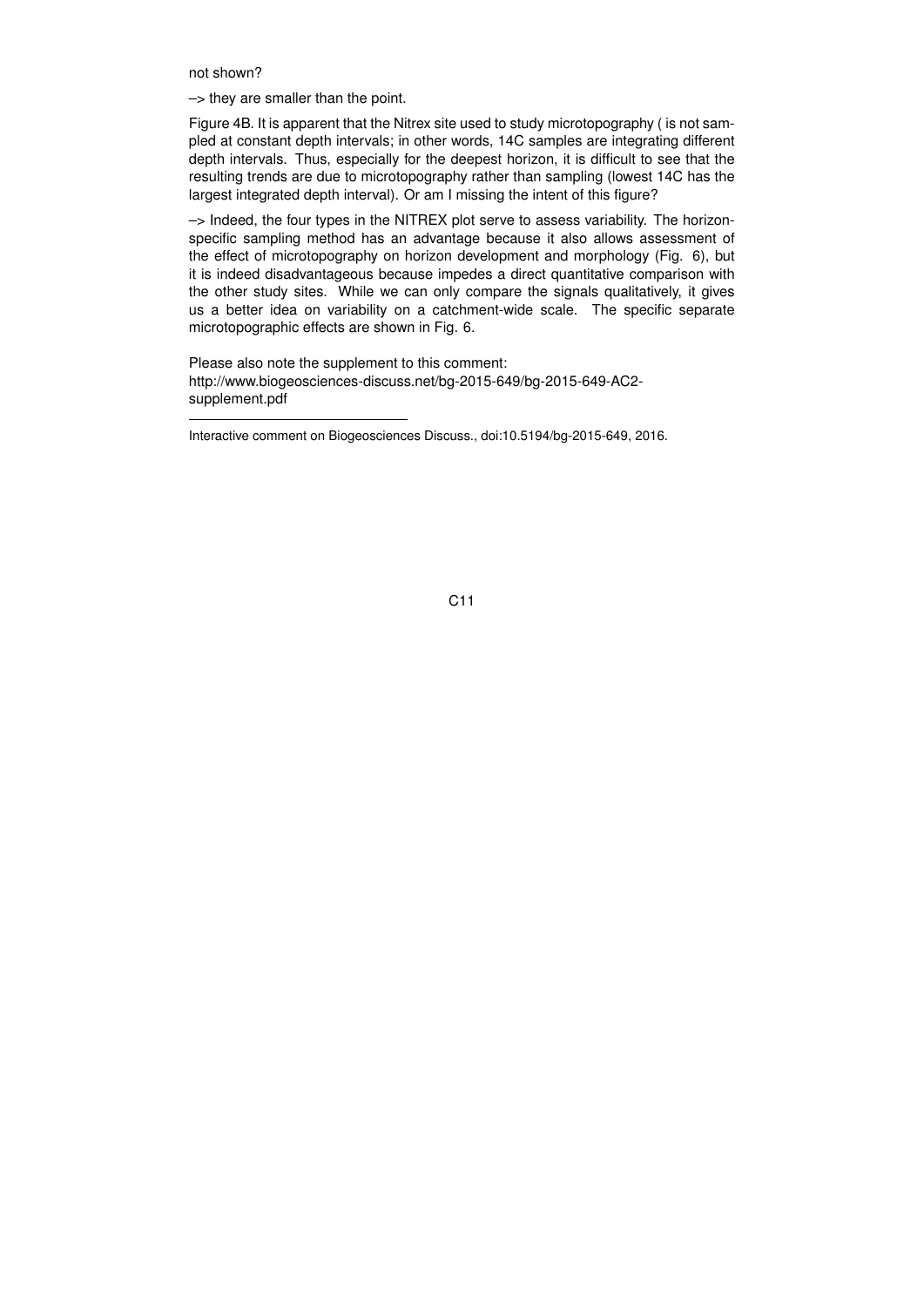not shown?

–> they are smaller than the point.

Figure 4B. It is apparent that the Nitrex site used to study microtopography ( is not sampled at constant depth intervals; in other words, 14C samples are integrating different depth intervals. Thus, especially for the deepest horizon, it is difficult to see that the resulting trends are due to microtopography rather than sampling (lowest 14C has the largest integrated depth interval). Or am I missing the intent of this figure?

–> Indeed, the four types in the NITREX plot serve to assess variability. The horizon-specific sampling method has an advantage because it also allows assessment of the effect of microtopography on horizon development and morphology (Fig. 6), but it is indeed disadvantageous because impedes a direct quantitative comparison with the other study sites. While we can only compare the signals qualitatively, it gives us a better idea on variability on a catchment-wide scale. The specific separate microtopographic effects are shown in Fig. 6.

Please also note the supplement to this comment:
http://www.biogeosciences-discuss.net/bg-2015-649/bg-2015-649-AC2-supplement.pdf

---

Interactive comment on Biogeosciences Discuss., doi:10.5194/bg-2015-649, 2016.